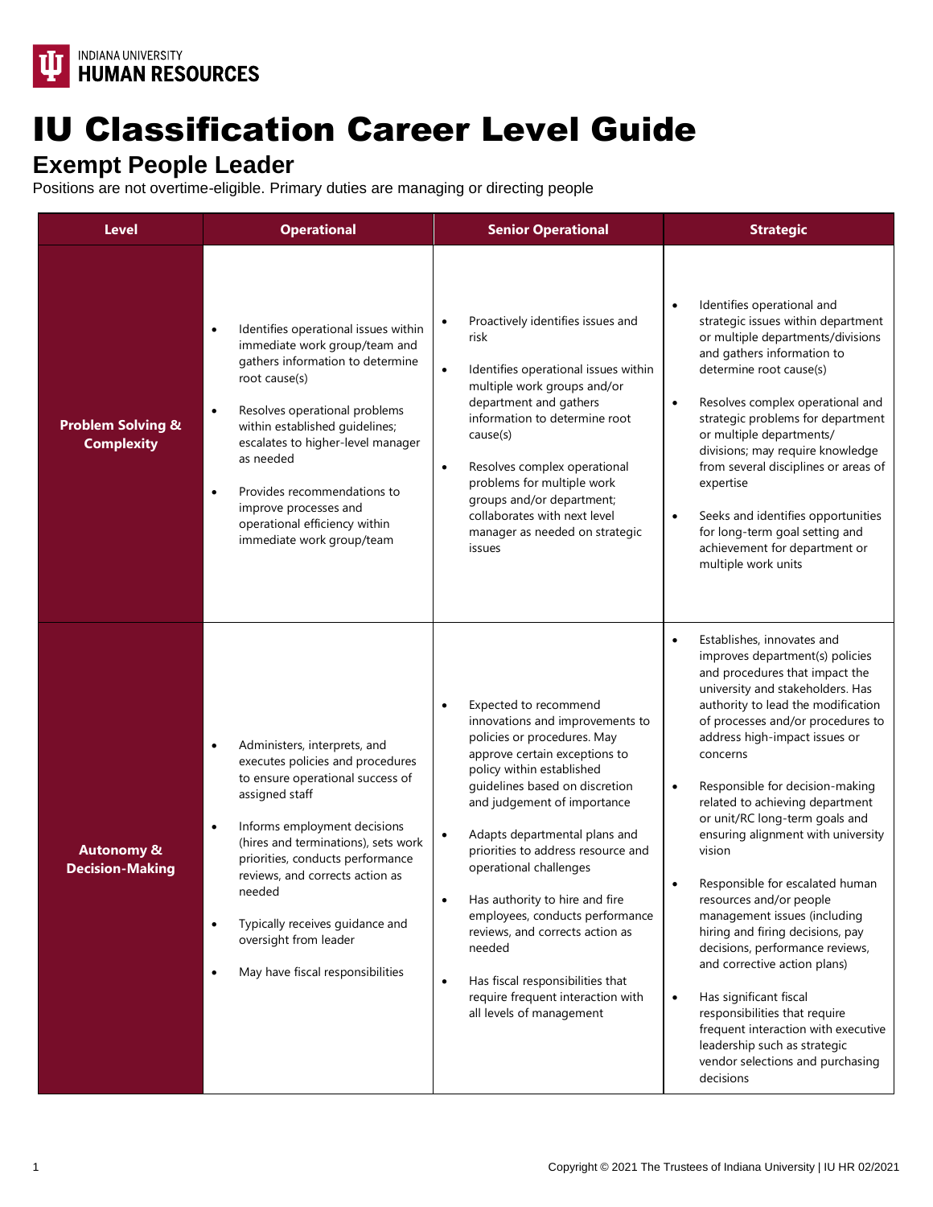INDIANA UNIVERSITY
**HUMAN RESOURCES**

# IU Classification Career Level Guide

## Exempt People Leader

Positions are not overtime-eligible. Primary duties are managing or directing people

| Level | Operational | Senior Operational | Strategic |
|---|---|---|---|
| **Problem Solving & Complexity** | • Identifies operational issues within immediate work group/team and gathers information to determine root cause(s)<br>• Resolves operational problems within established guidelines; escalates to higher-level manager as needed<br>• Provides recommendations to improve processes and operational efficiency within immediate work group/team | • Proactively identifies issues and risk<br>• Identifies operational issues within multiple work groups and/or department and gathers information to determine root cause(s)<br>• Resolves complex operational problems for multiple work groups and/or department; collaborates with next level manager as needed on strategic issues | • Identifies operational and strategic issues within department or multiple departments/divisions and gathers information to determine root cause(s)<br>• Resolves complex operational and strategic problems for department or multiple departments/ divisions; may require knowledge from several disciplines or areas of expertise<br>• Seeks and identifies opportunities for long-term goal setting and achievement for department or multiple work units |
| **Autonomy & Decision-Making** | • Administers, interprets, and executes policies and procedures to ensure operational success of assigned staff<br>• Informs employment decisions (hires and terminations), sets work priorities, conducts performance reviews, and corrects action as needed<br>• Typically receives guidance and oversight from leader<br>• May have fiscal responsibilities | • Expected to recommend innovations and improvements to policies or procedures. May approve certain exceptions to policy within established guidelines based on discretion and judgement of importance<br>• Adapts departmental plans and priorities to address resource and operational challenges<br>• Has authority to hire and fire employees, conducts performance reviews, and corrects action as needed<br>• Has fiscal responsibilities that require frequent interaction with all levels of management | • Establishes, innovates and improves department(s) policies and procedures that impact the university and stakeholders. Has authority to lead the modification of processes and/or procedures to address high-impact issues or concerns<br>• Responsible for decision-making related to achieving department or unit/RC long-term goals and ensuring alignment with university vision<br>• Responsible for escalated human resources and/or people management issues (including hiring and firing decisions, pay decisions, performance reviews, and corrective action plans)<br>• Has significant fiscal responsibilities that require frequent interaction with executive leadership such as strategic vendor selections and purchasing decisions |

Copyright © 2021 The Trustees of Indiana University | IU HR 02/2021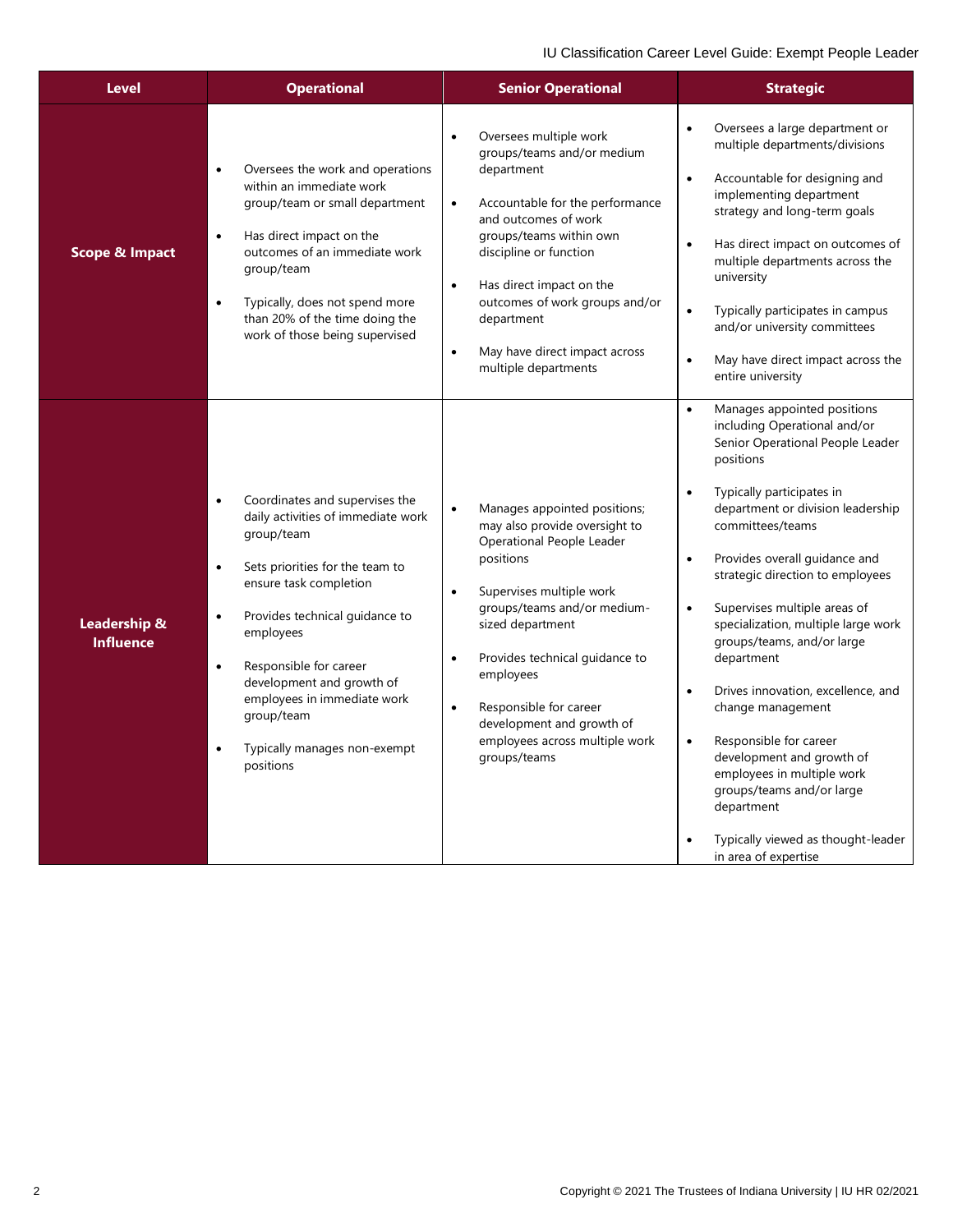| Level | Operational | Senior Operational | Strategic |
|---|---|---|---|
| **Scope & Impact** | • Oversees the work and operations within an immediate work group/team or small department<br>• Has direct impact on the outcomes of an immediate work group/team<br>• Typically, does not spend more than 20% of the time doing the work of those being supervised | • Oversees multiple work groups/teams and/or medium department<br>• Accountable for the performance and outcomes of work groups/teams within own discipline or function<br>• Has direct impact on the outcomes of work groups and/or department<br>• May have direct impact across multiple departments | • Oversees a large department or multiple departments/divisions<br>• Accountable for designing and implementing department strategy and long-term goals<br>• Has direct impact on outcomes of multiple departments across the university<br>• Typically participates in campus and/or university committees<br>• May have direct impact across the entire university |
| **Leadership & Influence** | • Coordinates and supervises the daily activities of immediate work group/team<br>• Sets priorities for the team to ensure task completion<br>• Provides technical guidance to employees<br>• Responsible for career development and growth of employees in immediate work group/team<br>• Typically manages non-exempt positions | • Manages appointed positions; may also provide oversight to Operational People Leader positions<br>• Supervises multiple work groups/teams and/or medium-sized department<br>• Provides technical guidance to employees<br>• Responsible for career development and growth of employees across multiple work groups/teams | • Manages appointed positions including Operational and/or Senior Operational People Leader positions<br>• Typically participates in department or division leadership committees/teams<br>• Provides overall guidance and strategic direction to employees<br>• Supervises multiple areas of specialization, multiple large work groups/teams, and/or large department<br>• Drives innovation, excellence, and change management<br>• Responsible for career development and growth of employees in multiple work groups/teams and/or large department<br>• Typically viewed as thought-leader in area of expertise |